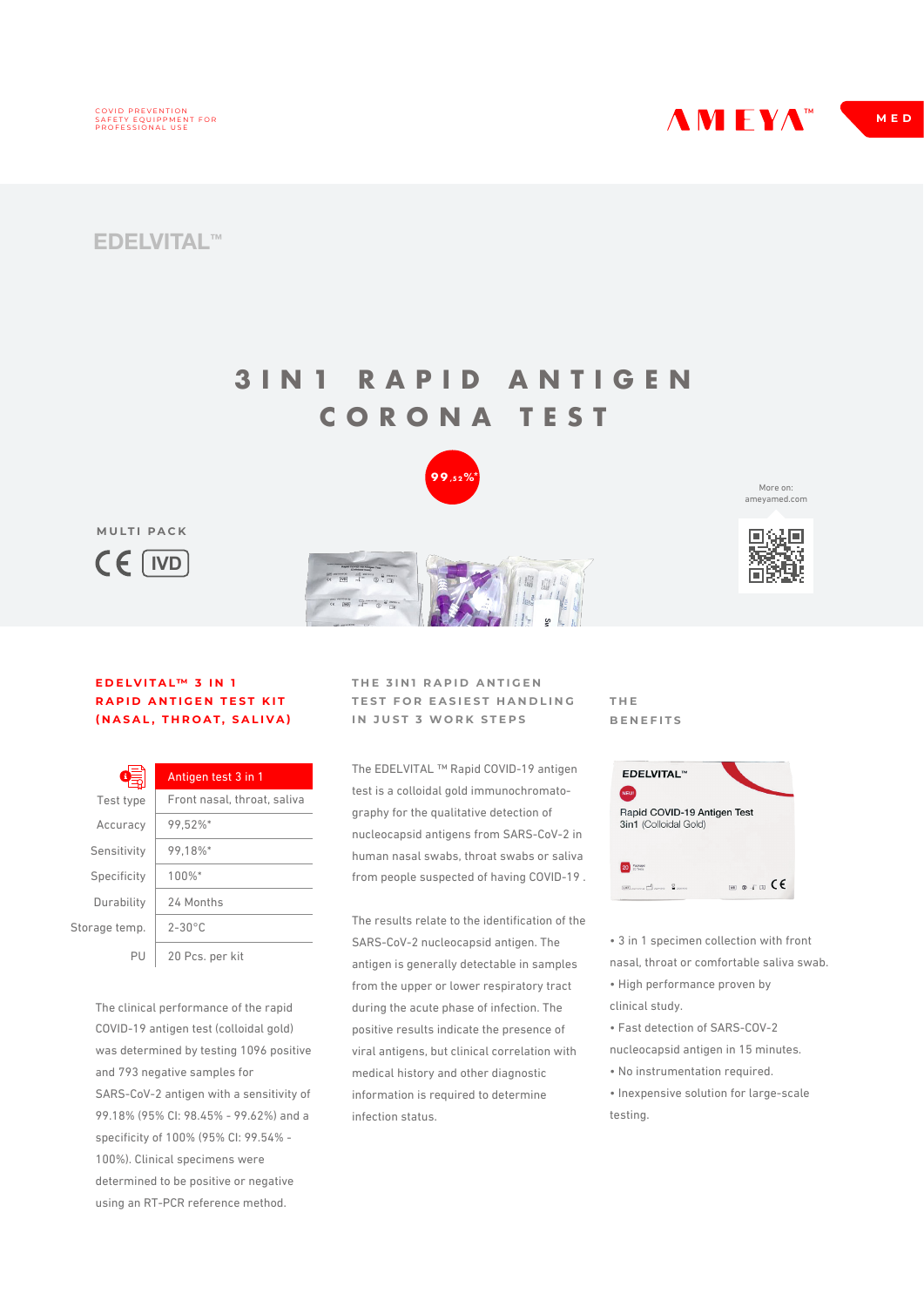COVID PREVENTION
SAFETY EQUIPPMENT FOR
PROFESSIONAL USE

AMEYA™ MED

EDELVITAL™

# 3IN1 RAPID ANTIGEN CORONA TEST

99,52%*

More on:
ameyamed.com

MULTI PACK

CE IVD

## EDELVITAL™ 3 IN 1 RAPID ANTIGEN TEST KIT (NASAL, THROAT, SALIVA)

| | Antigen test 3 in 1 |
|---|---|
| Test type | Front nasal, throat, saliva |
| Accuracy | 99,52%* |
| Sensitivity | 99,18%* |
| Specificity | 100%* |
| Durability | 24 Months |
| Storage temp. | 2-30°C |
| PU | 20 Pcs. per kit |

The clinical performance of the rapid COVID-19 antigen test (colloidal gold) was determined by testing 1096 positive and 793 negative samples for SARS-CoV-2 antigen with a sensitivity of 99.18% (95% CI: 98.45% - 99.62%) and a specificity of 100% (95% CI: 99.54% - 100%). Clinical specimens were determined to be positive or negative using an RT-PCR reference method.

## THE 3IN1 RAPID ANTIGEN TEST FOR EASIEST HANDLING IN JUST 3 WORK STEPS

The EDELVITAL ™ Rapid COVID-19 antigen test is a colloidal gold immunochromatography for the qualitative detection of nucleocapsid antigens from SARS-CoV-2 in human nasal swabs, throat swabs or saliva from people suspected of having COVID-19 .

The results relate to the identification of the SARS-CoV-2 nucleocapsid antigen. The antigen is generally detectable in samples from the upper or lower respiratory tract during the acute phase of infection. The positive results indicate the presence of viral antigens, but clinical correlation with medical history and other diagnostic information is required to determine infection status.

## THE BENEFITS

- 3 in 1 specimen collection with front nasal, throat or comfortable saliva swab.
- High performance proven by clinical study.
- Fast detection of SARS-COV-2 nucleocapsid antigen in 15 minutes.
- No instrumentation required.
- Inexpensive solution for large-scale testing.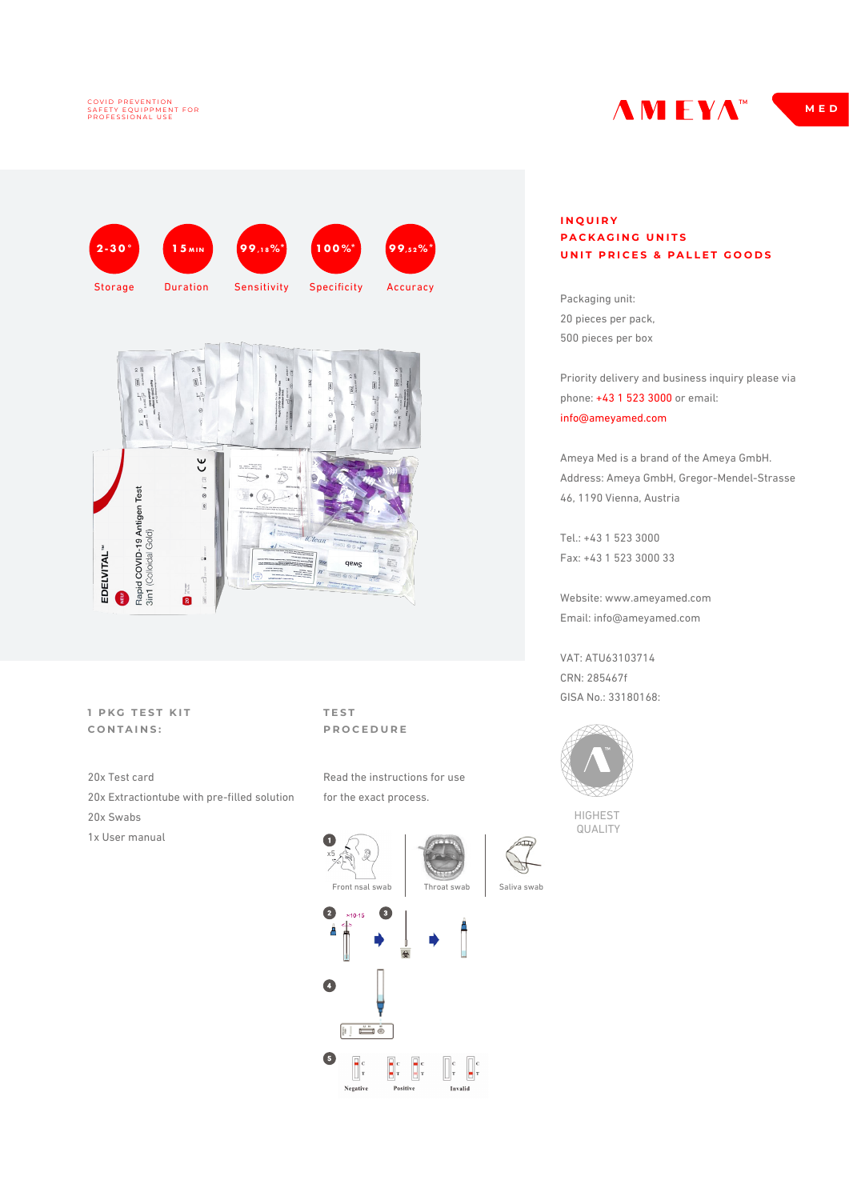COVID PREVENTION
SAFETY EQUIPPMENT FOR
PROFESSIONAL USE

AMEYA™ MED

2-30° Storage

15 MIN Duration

99,18%* Sensitivity

100%* Specificity

99,52%* Accuracy

## INQUIRY
## PACKAGING UNITS
## UNIT PRICES & PALLET GOODS

Packaging unit:
20 pieces per pack,
500 pieces per box

Priority delivery and business inquiry please via phone: +43 1 523 3000 or email: info@ameyamed.com

Ameya Med is a brand of the Ameya GmbH.
Address: Ameya GmbH, Gregor-Mendel-Strasse 46, 1190 Vienna, Austria

Tel.: +43 1 523 3000
Fax: +43 1 523 3000 33

Website: www.ameyamed.com
Email: info@ameyamed.com

VAT: ATU63103714
CRN: 285467f
GISA No.: 33180168:

HIGHEST QUALITY

## 1 PKG TEST KIT CONTAINS:

20x Test card
20x Extractiontube with pre-filled solution
20x Swabs
1x User manual

## TEST PROCEDURE

Read the instructions for use for the exact process.

1. Front nsal swab / Throat swab / Saliva swab
2. ×10-15
3.
4.
5. Negative / Positive / Invalid